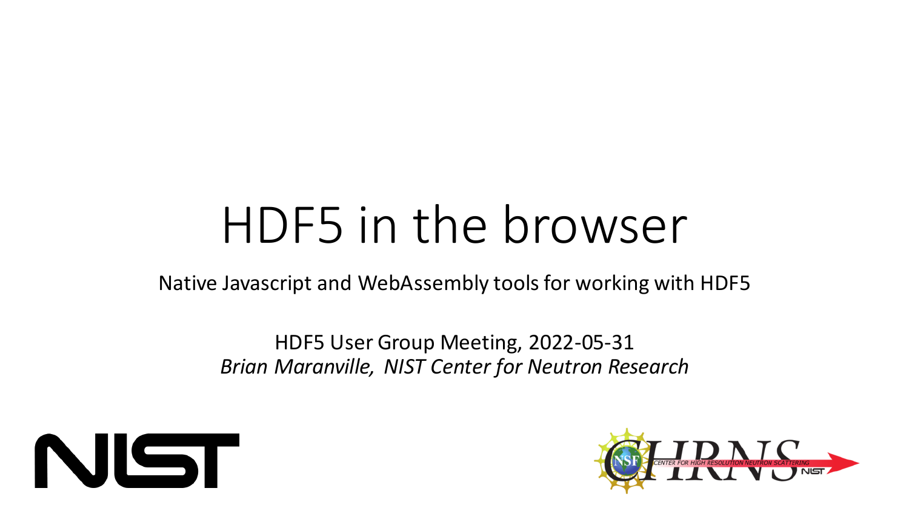# HDF5 in the browser

Native Javascript and WebAssembly tools for working with HDF5

HDF5 User Group Meeting, 2022-05-31

*Brian Maranville, NIST Center for Neutron Research*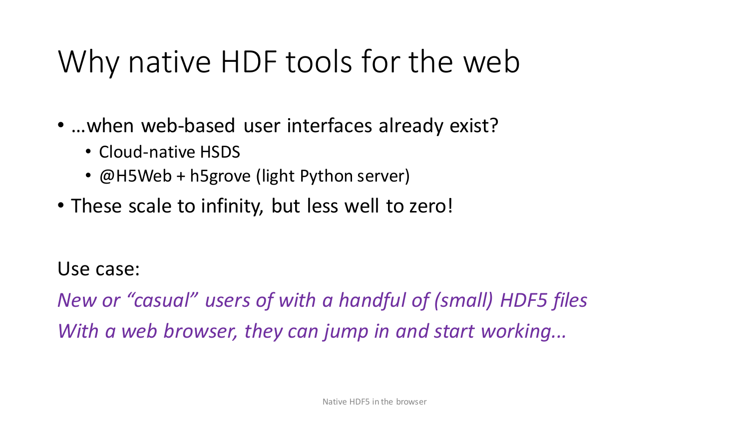# Why native HDF tools for the web

- …when web-based user interfaces already exist?
  - Cloud-native HSDS
  - @H5Web + h5grove (light Python server)
- These scale to infinity, but less well to zero!

Use case:

*New or "casual" users of with a handful of (small) HDF5 files*

*With a web browser, they can jump in and start working...*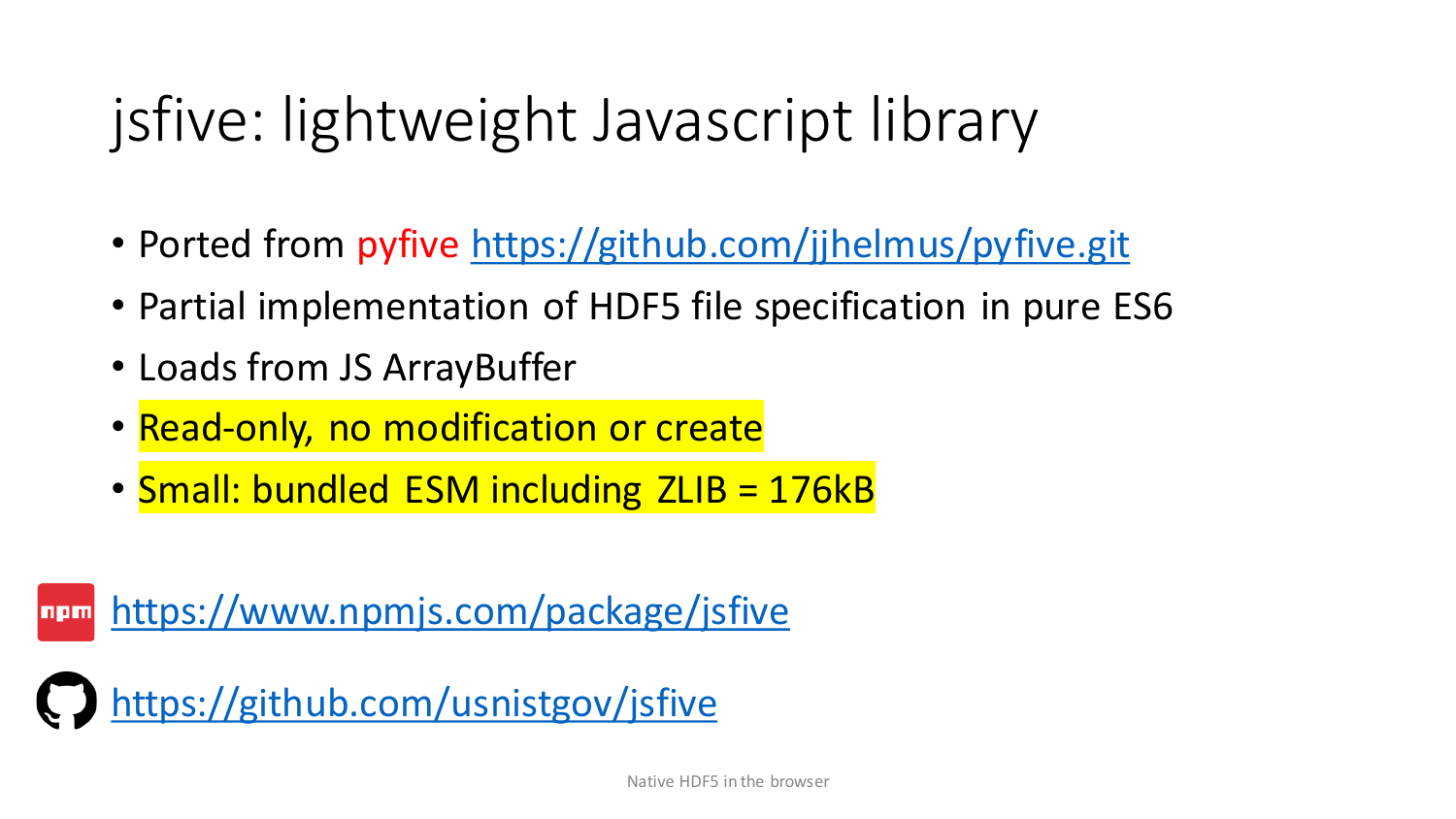# jsfive: lightweight Javascript library

- Ported from pyfive https://github.com/jjhelmus/pyfive.git
- Partial implementation of HDF5 file specification in pure ES6
- Loads from JS ArrayBuffer
- Read-only, no modification or create
- Small: bundled ESM including ZLIB = 176kB

https://www.npmjs.com/package/jsfive

https://github.com/usnistgov/jsfive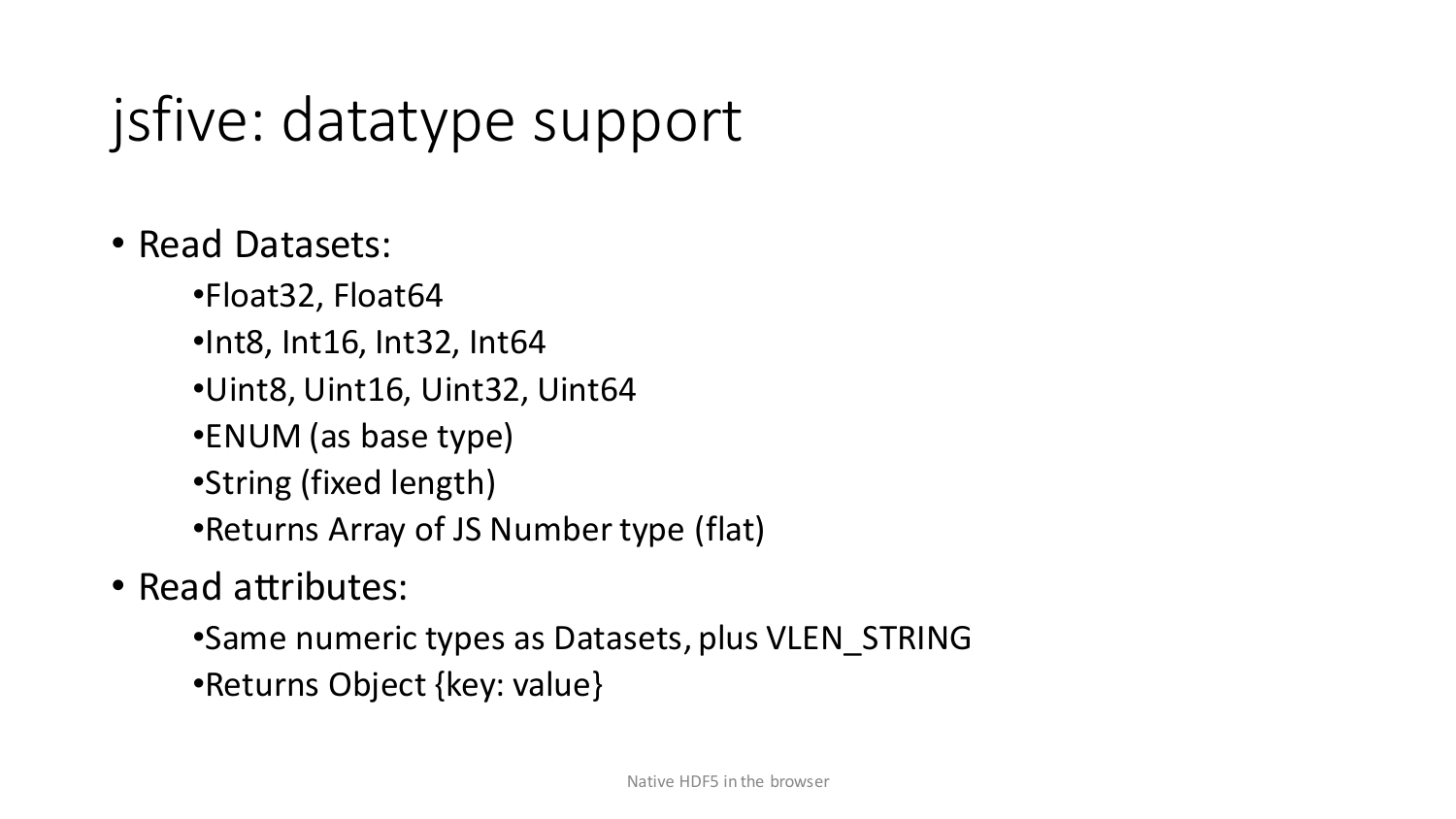# jsfive: datatype support

- Read Datasets:
  - Float32, Float64
  - Int8, Int16, Int32, Int64
  - Uint8, Uint16, Uint32, Uint64
  - ENUM (as base type)
  - String (fixed length)
  - Returns Array of JS Number type (flat)
- Read attributes:
  - Same numeric types as Datasets, plus VLEN_STRING
  - Returns Object {key: value}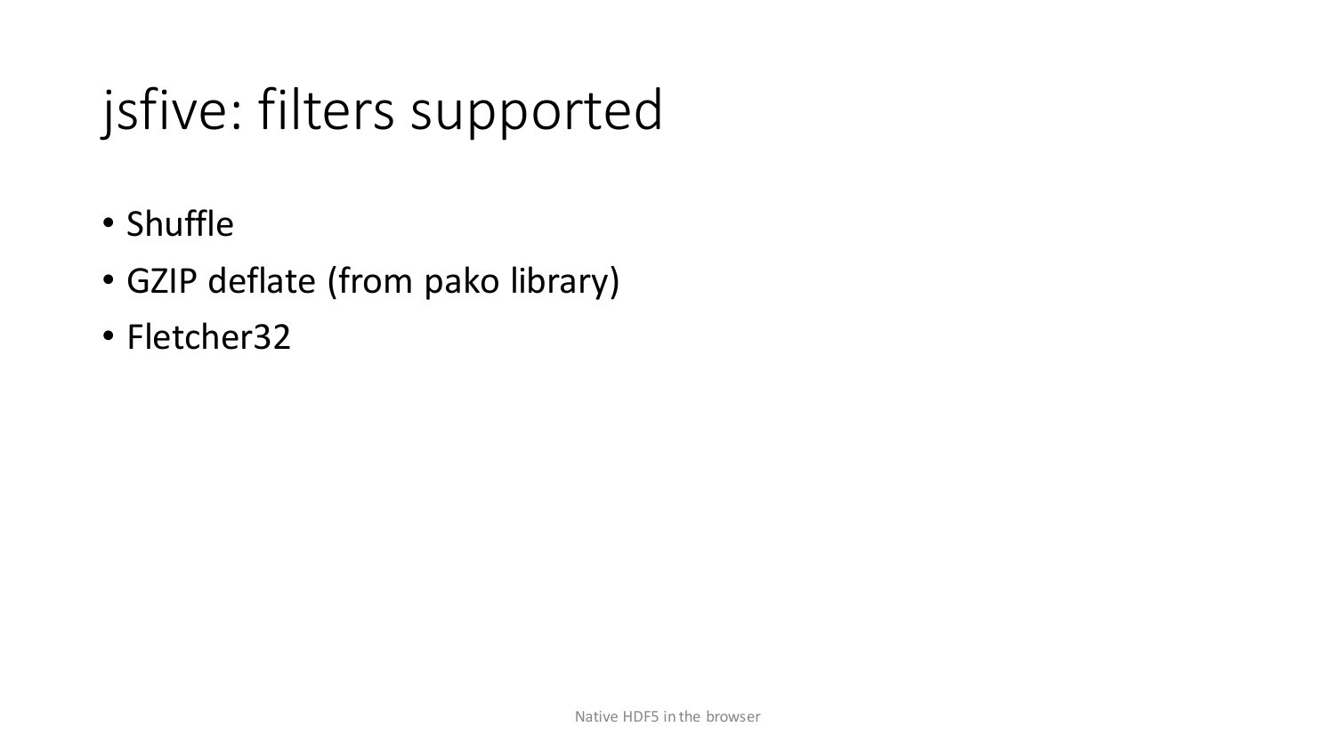# jsfive: filters supported

- Shuffle
- GZIP deflate (from pako library)
- Fletcher32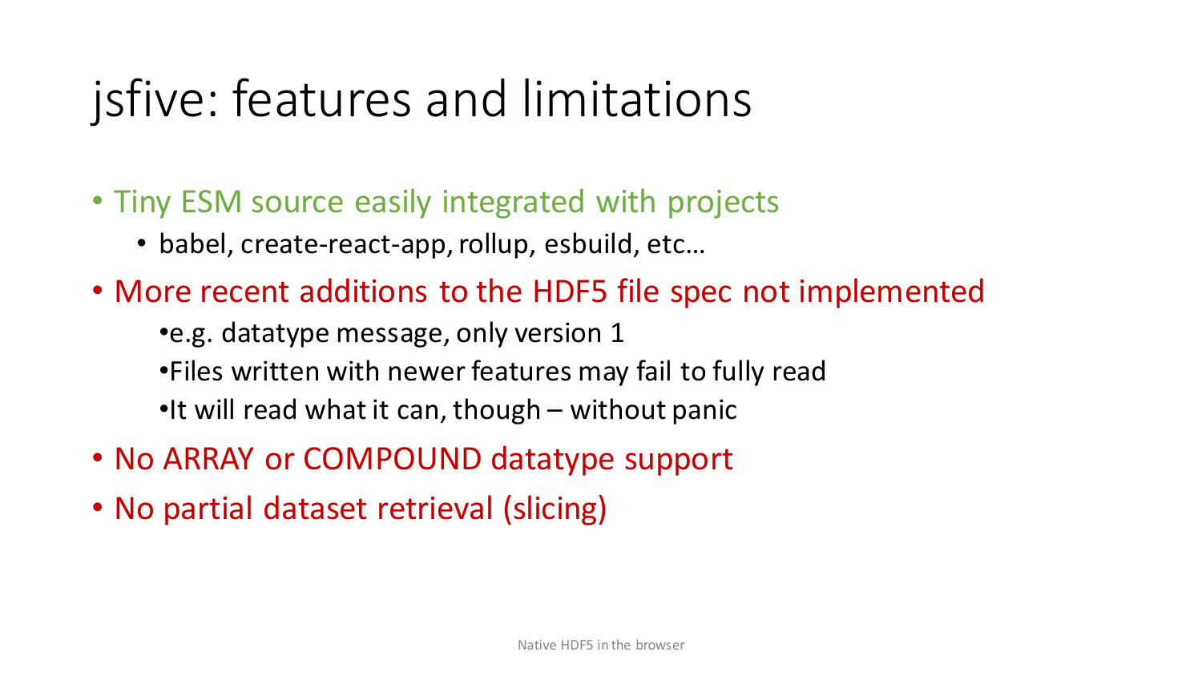# jsfive: features and limitations

- Tiny ESM source easily integrated with projects
  - babel, create-react-app, rollup, esbuild, etc…
- More recent additions to the HDF5 file spec not implemented
  - e.g. datatype message, only version 1
  - Files written with newer features may fail to fully read
  - It will read what it can, though – without panic
- No ARRAY or COMPOUND datatype support
- No partial dataset retrieval (slicing)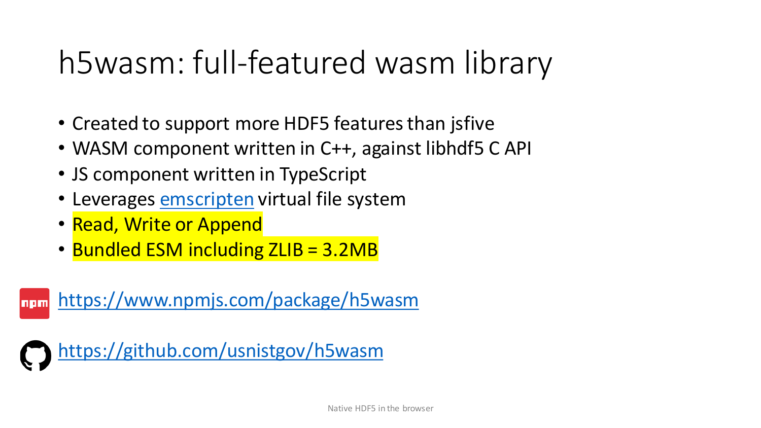# h5wasm: full-featured wasm library

- Created to support more HDF5 features than jsfive
- WASM component written in C++, against libhdf5 C API
- JS component written in TypeScript
- Leverages [emscripten](https://emscripten.org) virtual file system
- Read, Write or Append
- Bundled ESM including ZLIB = 3.2MB

https://www.npmjs.com/package/h5wasm

https://github.com/usnistgov/h5wasm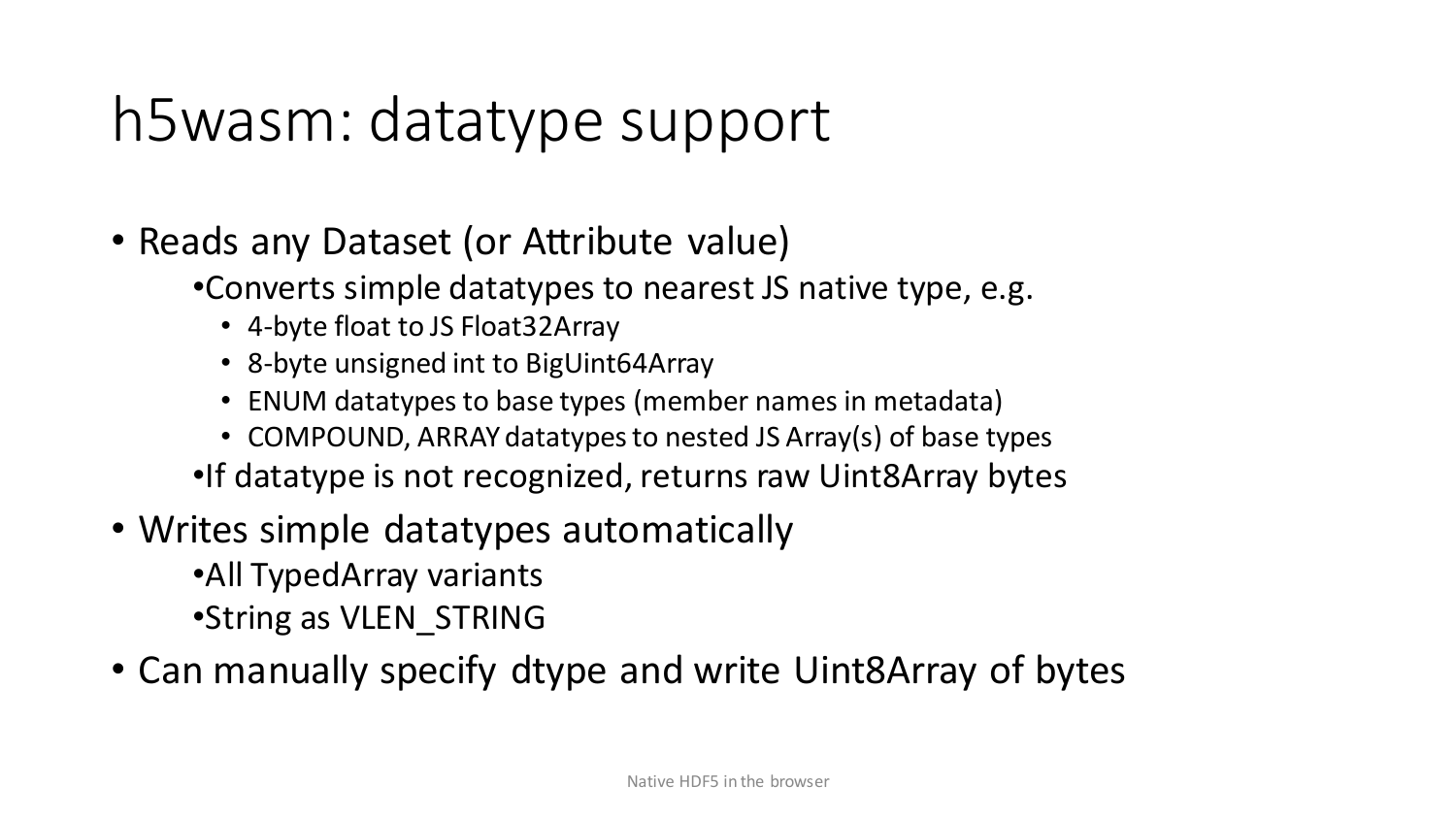# h5wasm: datatype support

- Reads any Dataset (or Attribute value)
  - Converts simple datatypes to nearest JS native type, e.g.
    - 4-byte float to JS Float32Array
    - 8-byte unsigned int to BigUint64Array
    - ENUM datatypes to base types (member names in metadata)
    - COMPOUND, ARRAY datatypes to nested JS Array(s) of base types
  - If datatype is not recognized, returns raw Uint8Array bytes
- Writes simple datatypes automatically
  - All TypedArray variants
  - String as VLEN_STRING
- Can manually specify dtype and write Uint8Array of bytes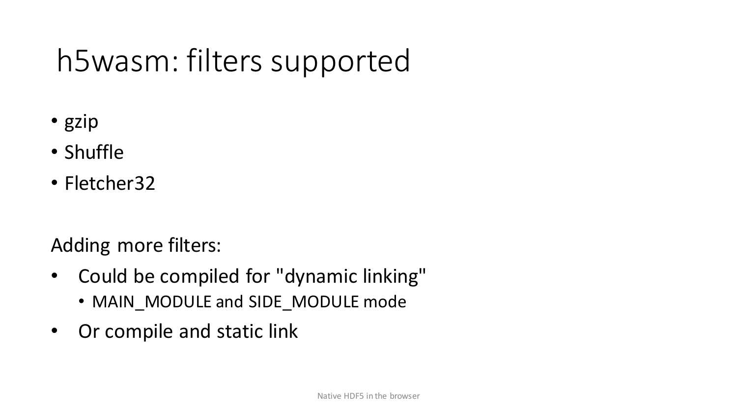# h5wasm: filters supported

- gzip
- Shuffle
- Fletcher32

Adding more filters:

- Could be compiled for "dynamic linking"
  - MAIN_MODULE and SIDE_MODULE mode
- Or compile and static link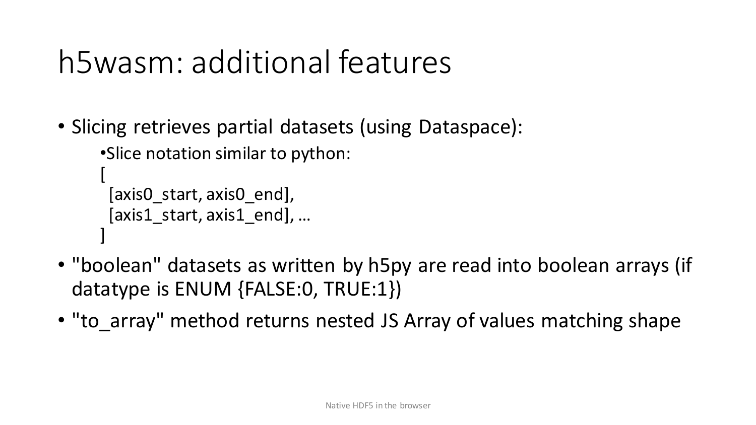# h5wasm: additional features

- Slicing retrieves partial datasets (using Dataspace):
  - Slice notation similar to python:

    ```
    [
      [axis0_start, axis0_end],
      [axis1_start, axis1_end], …
    ]
    ```

- "boolean" datasets as written by h5py are read into boolean arrays (if datatype is ENUM {FALSE:0, TRUE:1})
- "to_array" method returns nested JS Array of values matching shape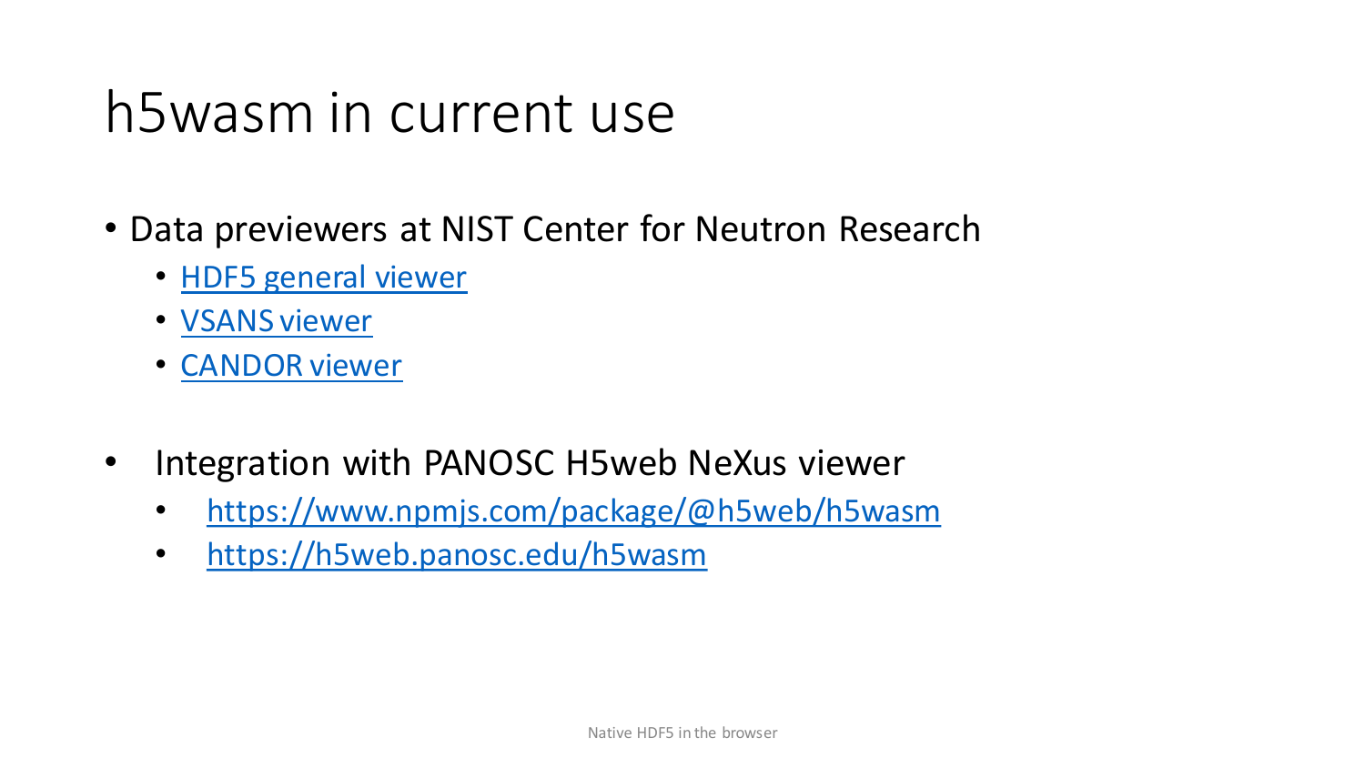# h5wasm in current use

- Data previewers at NIST Center for Neutron Research
  - HDF5 general viewer
  - VSANS viewer
  - CANDOR viewer

- Integration with PANOSC H5web NeXus viewer
  - https://www.npmjs.com/package/@h5web/h5wasm
  - https://h5web.panosc.edu/h5wasm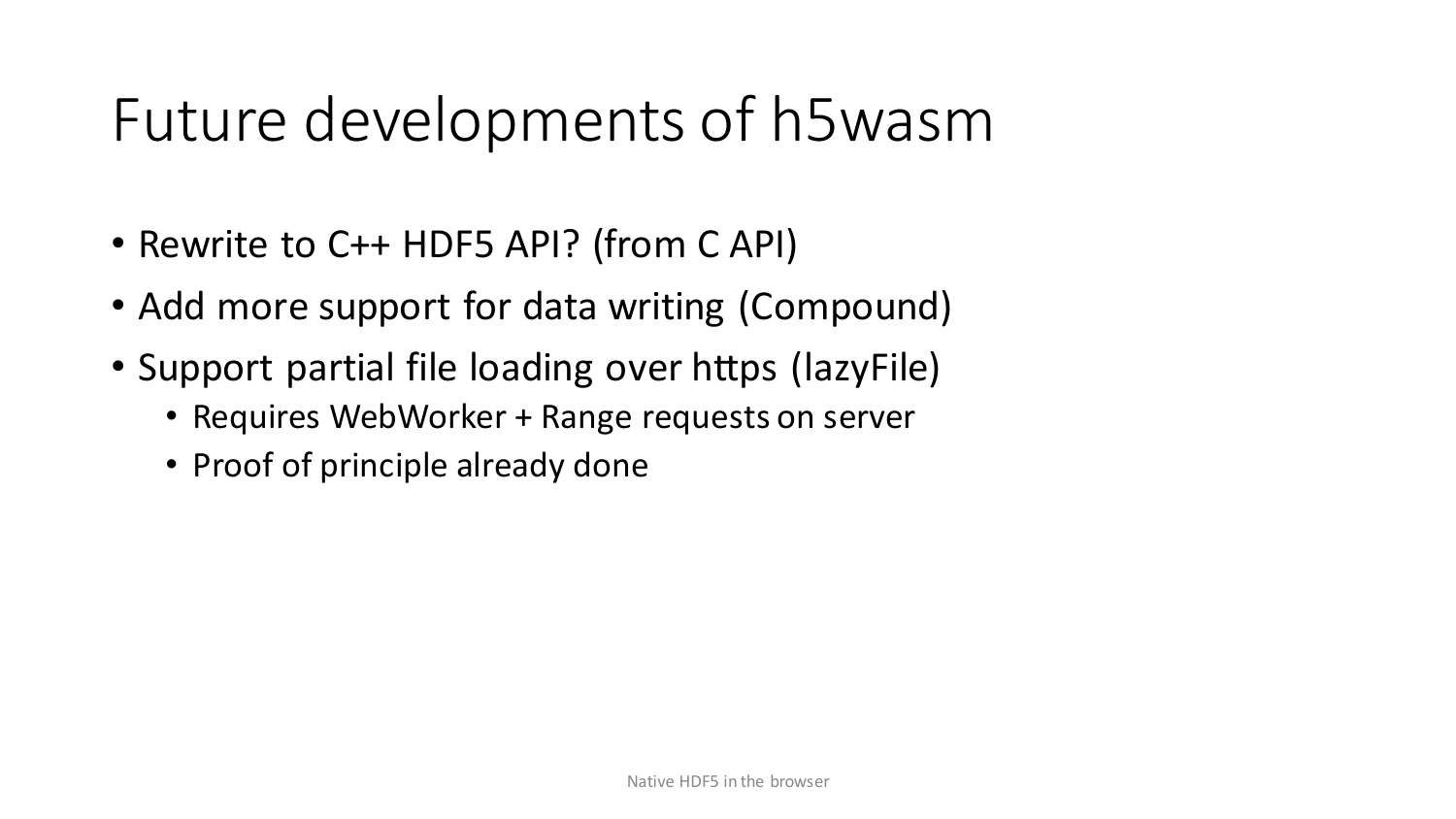# Future developments of h5wasm

- Rewrite to C++ HDF5 API? (from C API)
- Add more support for data writing (Compound)
- Support partial file loading over https (lazyFile)
  - Requires WebWorker + Range requests on server
  - Proof of principle already done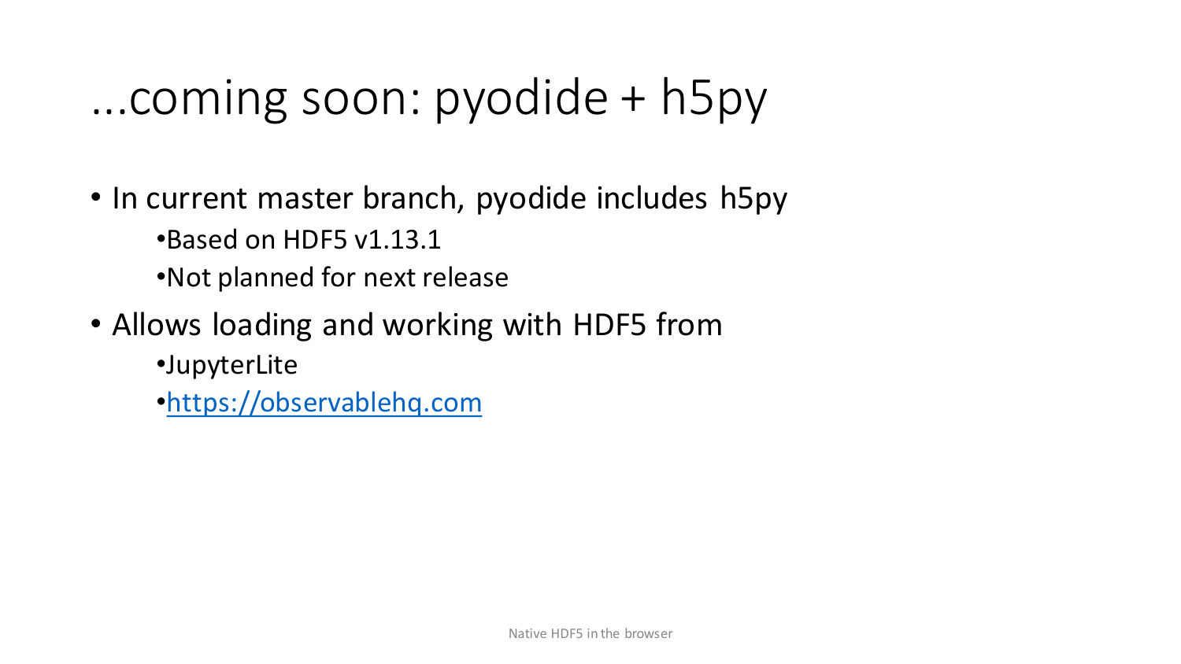# ...coming soon: pyodide + h5py

- In current master branch, pyodide includes h5py
  - Based on HDF5 v1.13.1
  - Not planned for next release
- Allows loading and working with HDF5 from
  - JupyterLite
  - https://observablehq.com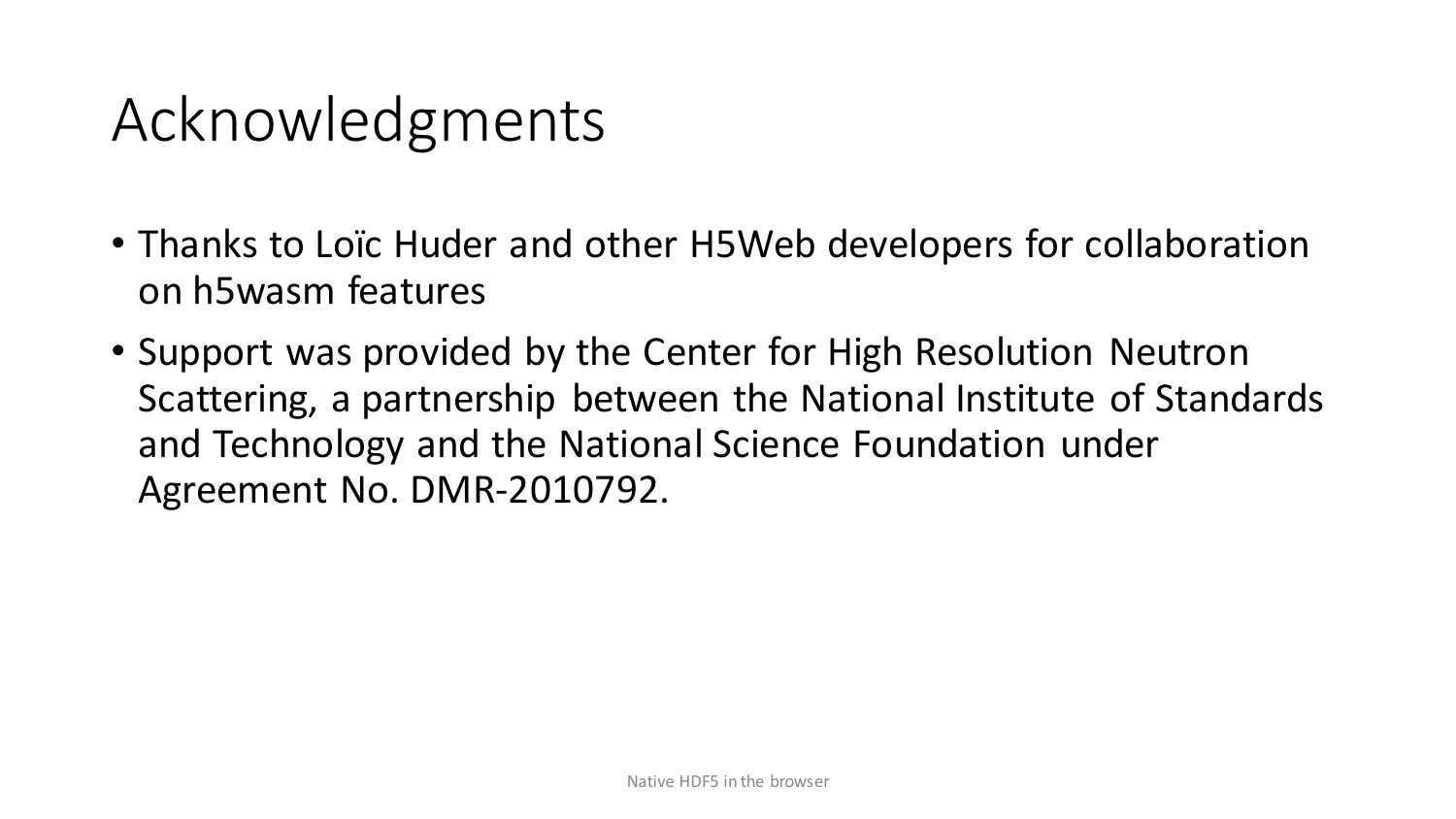# Acknowledgments

- Thanks to Loïc Huder and other H5Web developers for collaboration on h5wasm features
- Support was provided by the Center for High Resolution Neutron Scattering, a partnership between the National Institute of Standards and Technology and the National Science Foundation under Agreement No. DMR-2010792.